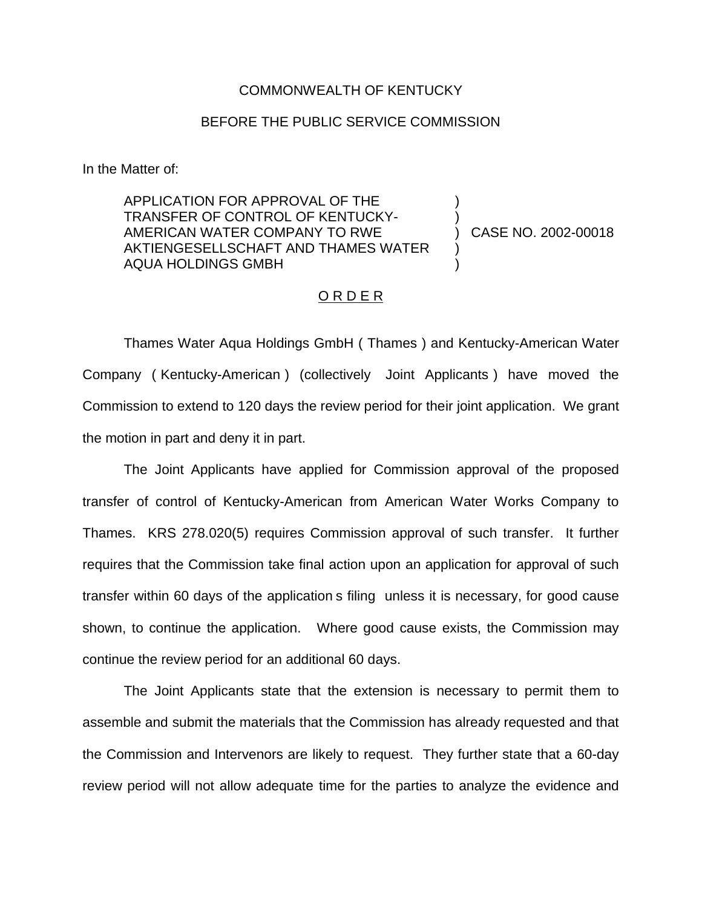COMMONWEALTH OF KENTUCKY

BEFORE THE PUBLIC SERVICE COMMISSION

In the Matter of:

| | | |
|---|---|---|
| APPLICATION FOR APPROVAL OF THE TRANSFER OF CONTROL OF KENTUCKY-AMERICAN WATER COMPANY TO RWE AKTIENGESELLSCHAFT AND THAMES WATER AQUA HOLDINGS GMBH | ) ) ) ) ) | CASE NO. 2002-00018 |

O R D E R

Thames Water Aqua Holdings GmbH ( Thames ) and Kentucky-American Water Company ( Kentucky-American ) (collectively Joint Applicants ) have moved the Commission to extend to 120 days the review period for their joint application. We grant the motion in part and deny it in part.

The Joint Applicants have applied for Commission approval of the proposed transfer of control of Kentucky-American from American Water Works Company to Thames. KRS 278.020(5) requires Commission approval of such transfer. It further requires that the Commission take final action upon an application for approval of such transfer within 60 days of the application s filing unless it is necessary, for good cause shown, to continue the application. Where good cause exists, the Commission may continue the review period for an additional 60 days.

The Joint Applicants state that the extension is necessary to permit them to assemble and submit the materials that the Commission has already requested and that the Commission and Intervenors are likely to request. They further state that a 60-day review period will not allow adequate time for the parties to analyze the evidence and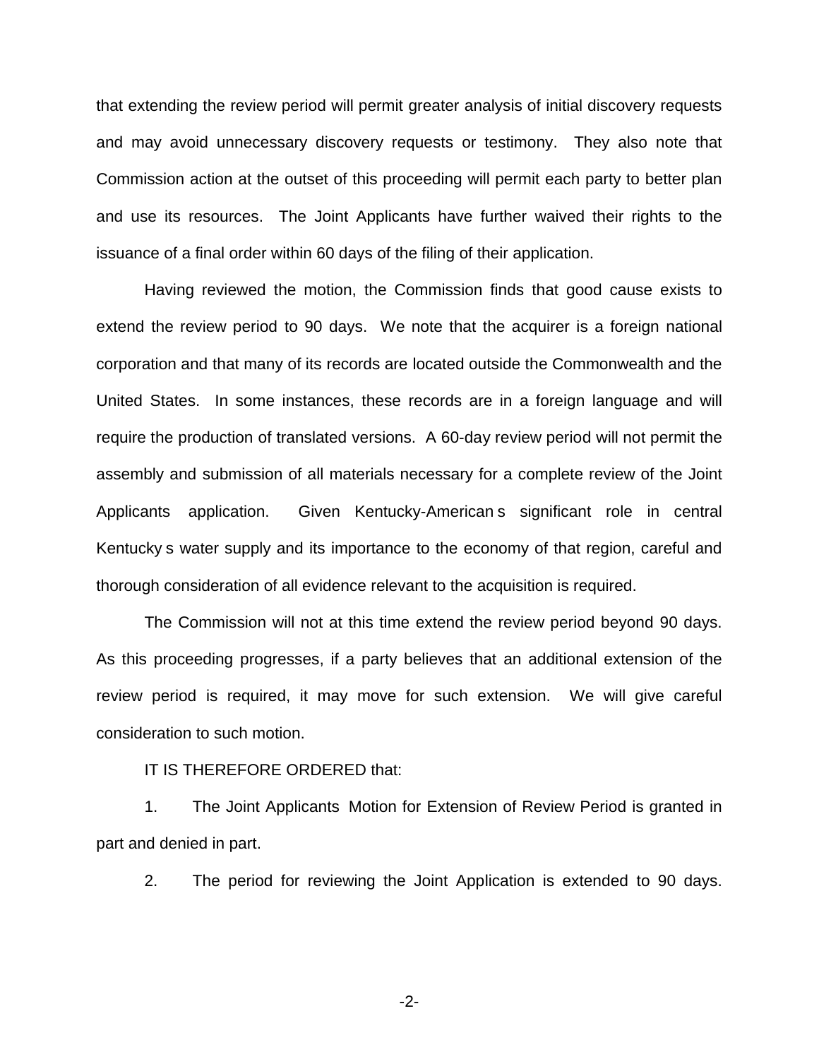that extending the review period will permit greater analysis of initial discovery requests and may avoid unnecessary discovery requests or testimony. They also note that Commission action at the outset of this proceeding will permit each party to better plan and use its resources. The Joint Applicants have further waived their rights to the issuance of a final order within 60 days of the filing of their application.

Having reviewed the motion, the Commission finds that good cause exists to extend the review period to 90 days. We note that the acquirer is a foreign national corporation and that many of its records are located outside the Commonwealth and the United States. In some instances, these records are in a foreign language and will require the production of translated versions. A 60-day review period will not permit the assembly and submission of all materials necessary for a complete review of the Joint Applicants application. Given Kentucky-American s significant role in central Kentucky s water supply and its importance to the economy of that region, careful and thorough consideration of all evidence relevant to the acquisition is required.

The Commission will not at this time extend the review period beyond 90 days. As this proceeding progresses, if a party believes that an additional extension of the review period is required, it may move for such extension. We will give careful consideration to such motion.

IT IS THEREFORE ORDERED that:

1. The Joint Applicants Motion for Extension of Review Period is granted in part and denied in part.

2. The period for reviewing the Joint Application is extended to 90 days.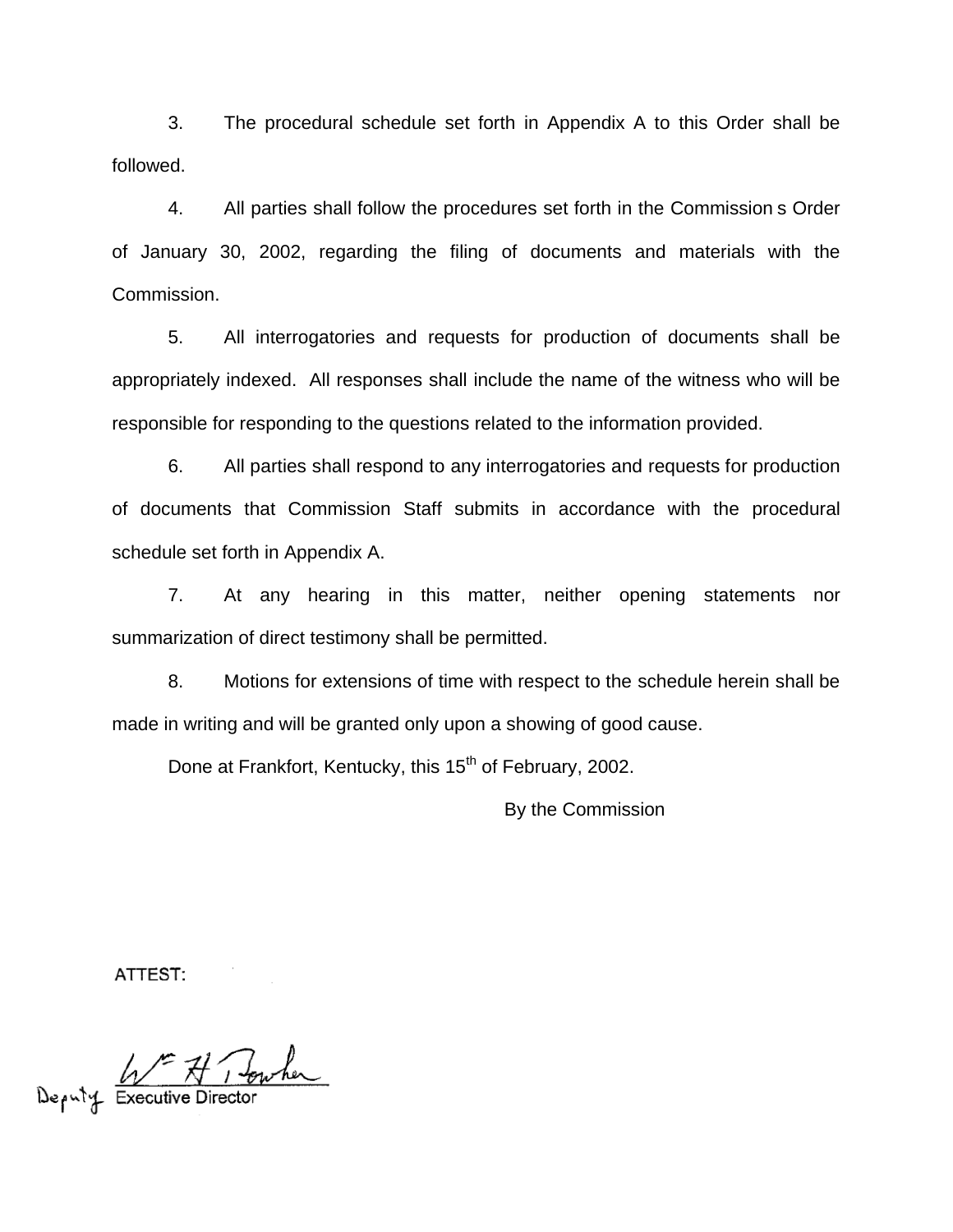3. The procedural schedule set forth in Appendix A to this Order shall be followed.

4. All parties shall follow the procedures set forth in the Commission s Order of January 30, 2002, regarding the filing of documents and materials with the Commission.

5. All interrogatories and requests for production of documents shall be appropriately indexed. All responses shall include the name of the witness who will be responsible for responding to the questions related to the information provided.

6. All parties shall respond to any interrogatories and requests for production of documents that Commission Staff submits in accordance with the procedural schedule set forth in Appendix A.

7. At any hearing in this matter, neither opening statements nor summarization of direct testimony shall be permitted.

8. Motions for extensions of time with respect to the schedule herein shall be made in writing and will be granted only upon a showing of good cause.

Done at Frankfort, Kentucky, this 15th of February, 2002.

By the Commission

ATTEST:

Deputy Executive Director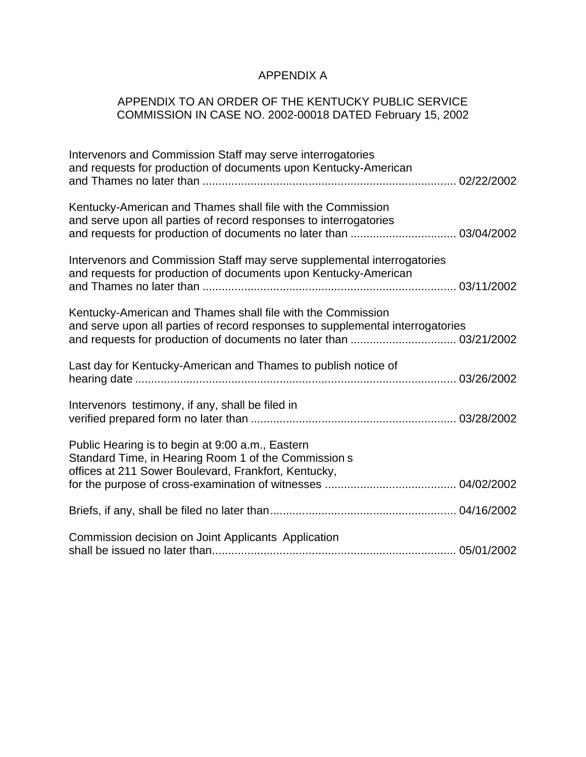APPENDIX A

APPENDIX TO AN ORDER OF THE KENTUCKY PUBLIC SERVICE COMMISSION IN CASE NO. 2002-00018 DATED February 15, 2002

Intervenors and Commission Staff may serve interrogatories and requests for production of documents upon Kentucky-American and Thames no later than ............................................................................... 02/22/2002

Kentucky-American and Thames shall file with the Commission and serve upon all parties of record responses to interrogatories and requests for production of documents no later than ................................. 03/04/2002

Intervenors and Commission Staff may serve supplemental interrogatories and requests for production of documents upon Kentucky-American and Thames no later than ............................................................................... 03/11/2002

Kentucky-American and Thames shall file with the Commission and serve upon all parties of record responses to supplemental interrogatories and requests for production of documents no later than ................................. 03/21/2002

Last day for Kentucky-American and Thames to publish notice of hearing date .................................................................................................... 03/26/2002

Intervenors testimony, if any, shall be filed in verified prepared form no later than ................................................................ 03/28/2002

Public Hearing is to begin at 9:00 a.m., Eastern Standard Time, in Hearing Room 1 of the Commission s offices at 211 Sower Boulevard, Frankfort, Kentucky, for the purpose of cross-examination of witnesses ......................................... 04/02/2002

Briefs, if any, shall be filed no later than.......................................................... 04/16/2002

Commission decision on Joint Applicants Application shall be issued no later than............................................................................ 05/01/2002